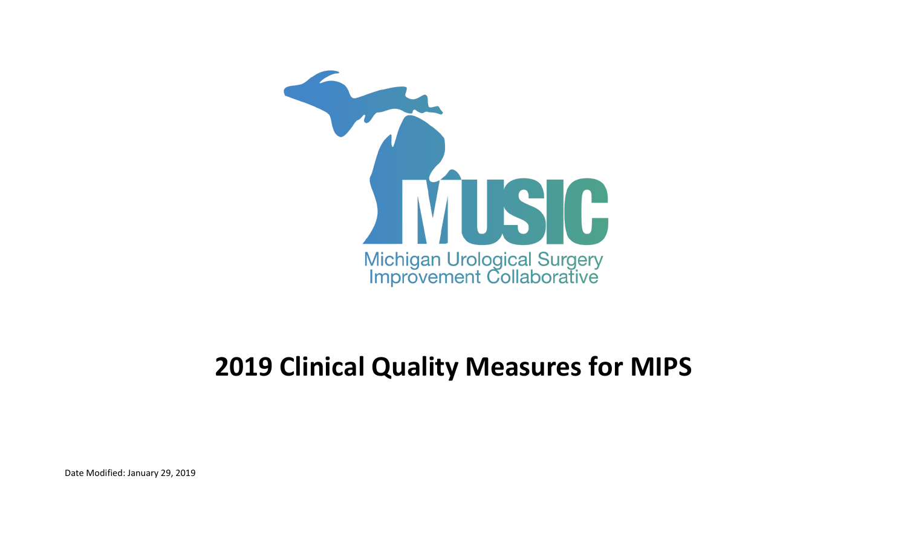MUSIC

Michigan Urological Surgery Improvement Collaborative

# 2019 Clinical Quality Measures for MIPS

Date Modified: January 29, 2019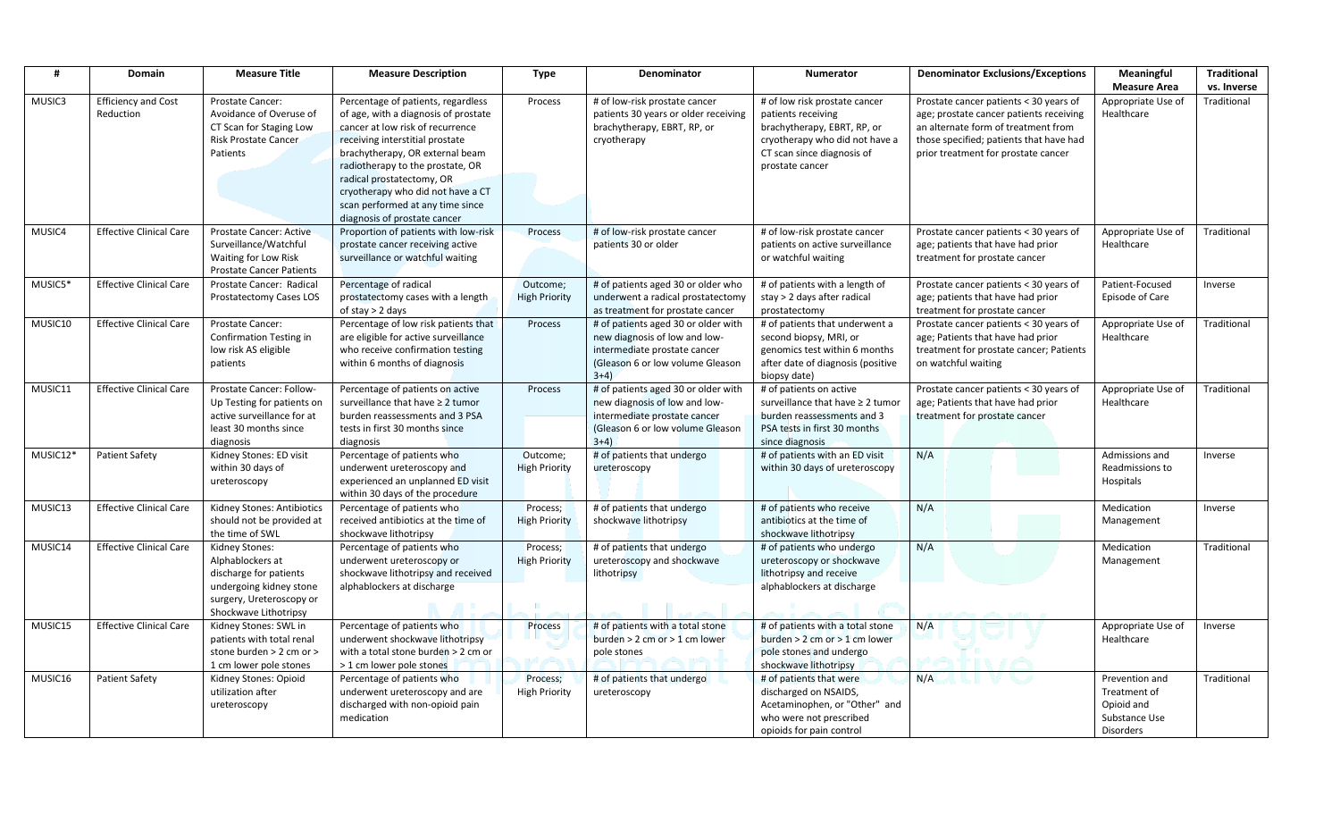| # | Domain | Measure Title | Measure Description | Type | Denominator | Numerator | Denominator Exclusions/Exceptions | Meaningful Measure Area | Traditional vs. Inverse |
|---|---|---|---|---|---|---|---|---|---|
| MUSIC3 | Efficiency and Cost Reduction | Prostate Cancer: Avoidance of Overuse of CT Scan for Staging Low Risk Prostate Cancer Patients | Percentage of patients, regardless of age, with a diagnosis of prostate cancer at low risk of recurrence receiving interstitial prostate brachytherapy, OR external beam radiotherapy to the prostate, OR radical prostatectomy, OR cryotherapy who did not have a CT scan performed at any time since diagnosis of prostate cancer | Process | # of low-risk prostate cancer patients 30 years or older receiving brachytherapy, EBRT, RP, or cryotherapy | # of low risk prostate cancer patients receiving brachytherapy, EBRT, RP, or cryotherapy who did not have a CT scan since diagnosis of prostate cancer | Prostate cancer patients < 30 years of age; prostate cancer patients receiving an alternate form of treatment from those specified; patients that have had prior treatment for prostate cancer | Appropriate Use of Healthcare | Traditional |
| MUSIC4 | Effective Clinical Care | Prostate Cancer: Active Surveillance/Watchful Waiting for Low Risk Prostate Cancer Patients | Proportion of patients with low-risk prostate cancer receiving active surveillance or watchful waiting | Process | # of low-risk prostate cancer patients 30 or older | # of low-risk prostate cancer patients on active surveillance or watchful waiting | Prostate cancer patients < 30 years of age; patients that have had prior treatment for prostate cancer | Appropriate Use of Healthcare | Traditional |
| MUSIC5* | Effective Clinical Care | Prostate Cancer: Radical Prostatectomy Cases LOS | Percentage of radical prostatectomy cases with a length of stay > 2 days | Outcome; High Priority | # of patients aged 30 or older who underwent a radical prostatectomy as treatment for prostate cancer | # of patients with a length of stay > 2 days after radical prostatectomy | Prostate cancer patients < 30 years of age; patients that have had prior treatment for prostate cancer | Patient-Focused Episode of Care | Inverse |
| MUSIC10 | Effective Clinical Care | Prostate Cancer: Confirmation Testing in low risk AS eligible patients | Percentage of low risk patients that are eligible for active surveillance who receive confirmation testing within 6 months of diagnosis | Process | # of patients aged 30 or older with new diagnosis of low and low-intermediate prostate cancer (Gleason 6 or low volume Gleason 3+4) | # of patients that underwent a second biopsy, MRI, or genomics test within 6 months after date of diagnosis (positive biopsy date) | Prostate cancer patients < 30 years of age; Patients that have had prior treatment for prostate cancer; Patients on watchful waiting | Appropriate Use of Healthcare | Traditional |
| MUSIC11 | Effective Clinical Care | Prostate Cancer: Follow-Up Testing for patients on active surveillance for at least 30 months since diagnosis | Percentage of patients on active surveillance that have ≥ 2 tumor burden reassessments and 3 PSA tests in first 30 months since diagnosis | Process | # of patients aged 30 or older with new diagnosis of low and low-intermediate prostate cancer (Gleason 6 or low volume Gleason 3+4) | # of patients on active surveillance that have ≥ 2 tumor burden reassessments and 3 PSA tests in first 30 months since diagnosis | Prostate cancer patients < 30 years of age; Patients that have had prior treatment for prostate cancer | Appropriate Use of Healthcare | Traditional |
| MUSIC12* | Patient Safety | Kidney Stones: ED visit within 30 days of ureteroscopy | Percentage of patients who underwent ureteroscopy and experienced an unplanned ED visit within 30 days of the procedure | Outcome; High Priority | # of patients that undergo ureteroscopy | # of patients with an ED visit within 30 days of ureteroscopy | N/A | Admissions and Readmissions to Hospitals | Inverse |
| MUSIC13 | Effective Clinical Care | Kidney Stones: Antibiotics should not be provided at the time of SWL | Percentage of patients who received antibiotics at the time of shockwave lithotripsy | Process; High Priority | # of patients that undergo shockwave lithotripsy | # of patients who receive antibiotics at the time of shockwave lithotripsy | N/A | Medication Management | Inverse |
| MUSIC14 | Effective Clinical Care | Kidney Stones: Alphablockers at discharge for patients undergoing kidney stone surgery, Ureteroscopy or Shockwave Lithotripsy | Percentage of patients who underwent ureteroscopy or shockwave lithotripsy and received alphablockers at discharge | Process; High Priority | # of patients that undergo ureteroscopy and shockwave lithotripsy | # of patients who undergo ureteroscopy or shockwave lithotripsy and receive alphablockers at discharge | N/A | Medication Management | Traditional |
| MUSIC15 | Effective Clinical Care | Kidney Stones: SWL in patients with total renal stone burden > 2 cm or > 1 cm lower pole stones | Percentage of patients who underwent shockwave lithotripsy with a total stone burden > 2 cm or > 1 cm lower pole stones | Process | # of patients with a total stone burden > 2 cm or > 1 cm lower pole stones | # of patients with a total stone burden > 2 cm or > 1 cm lower pole stones and undergo shockwave lithotripsy | N/A | Appropriate Use of Healthcare | Inverse |
| MUSIC16 | Patient Safety | Kidney Stones: Opioid utilization after ureteroscopy | Percentage of patients who underwent ureteroscopy and are discharged with non-opioid pain medication | Process; High Priority | # of patients that undergo ureteroscopy | # of patients that were discharged on NSAIDS, Acetaminophen, or "Other" and who were not prescribed opioids for pain control | N/A | Prevention and Treatment of Opioid and Substance Use Disorders | Traditional |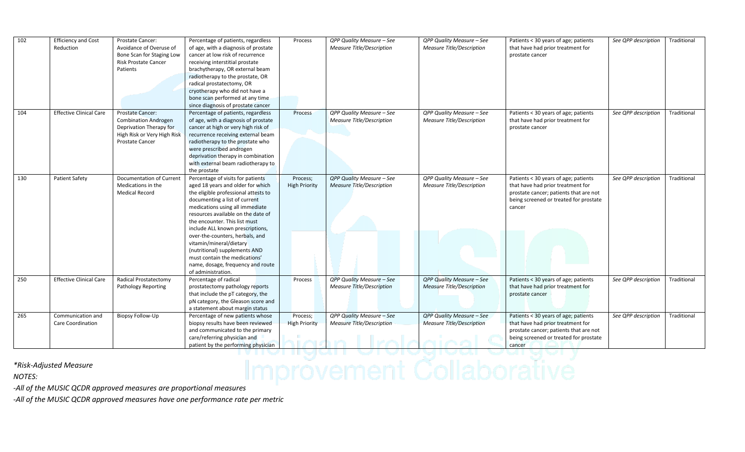| | | | | | | | | | |
|---|---|---|---|---|---|---|---|---|---|
| 102 | Efficiency and Cost Reduction | Prostate Cancer: Avoidance of Overuse of Bone Scan for Staging Low Risk Prostate Cancer Patients | Percentage of patients, regardless of age, with a diagnosis of prostate cancer at low risk of recurrence receiving interstitial prostate brachytherapy, OR external beam radiotherapy to the prostate, OR radical prostatectomy, OR cryotherapy who did not have a bone scan performed at any time since diagnosis of prostate cancer | Process | *QPP Quality Measure – See Measure Title/Description* | *QPP Quality Measure – See Measure Title/Description* | Patients < 30 years of age; patients that have had prior treatment for prostate cancer | *See QPP description* | Traditional |
| 104 | Effective Clinical Care | Prostate Cancer: Combination Androgen Deprivation Therapy for High Risk or Very High Risk Prostate Cancer | Percentage of patients, regardless of age, with a diagnosis of prostate cancer at high or very high risk of recurrence receiving external beam radiotherapy to the prostate who were prescribed androgen deprivation therapy in combination with external beam radiotherapy to the prostate | Process | *QPP Quality Measure – See Measure Title/Description* | *QPP Quality Measure – See Measure Title/Description* | Patients < 30 years of age; patients that have had prior treatment for prostate cancer | *See QPP description* | Traditional |
| 130 | Patient Safety | Documentation of Current Medications in the Medical Record | Percentage of visits for patients aged 18 years and older for which the eligible professional attests to documenting a list of current medications using all immediate resources available on the date of the encounter. This list must include ALL known prescriptions, over-the-counters, herbals, and vitamin/mineral/dietary (nutritional) supplements AND must contain the medications' name, dosage, frequency and route of administration. | Process; High Priority | *QPP Quality Measure – See Measure Title/Description* | *QPP Quality Measure – See Measure Title/Description* | Patients < 30 years of age; patients that have had prior treatment for prostate cancer; patients that are not being screened or treated for prostate cancer | *See QPP description* | Traditional |
| 250 | Effective Clinical Care | Radical Prostatectomy Pathology Reporting | Percentage of radical prostatectomy pathology reports that include the pT category, the pN category, the Gleason score and a statement about margin status | Process | *QPP Quality Measure – See Measure Title/Description* | *QPP Quality Measure – See Measure Title/Description* | Patients < 30 years of age; patients that have had prior treatment for prostate cancer | *See QPP description* | Traditional |
| 265 | Communication and Care Coordination | Biopsy Follow-Up | Percentage of new patients whose biopsy results have been reviewed and communicated to the primary care/referring physician and patient by the performing physician | Process; High Priority | *QPP Quality Measure – See Measure Title/Description* | *QPP Quality Measure – See Measure Title/Description* | Patients < 30 years of age; patients that have had prior treatment for prostate cancer; patients that are not being screened or treated for prostate cancer | *See QPP description* | Traditional |

*\*Risk-Adjusted Measure*

*NOTES:*

*-All of the MUSIC QCDR approved measures are proportional measures*

*-All of the MUSIC QCDR approved measures have one performance rate per metric*